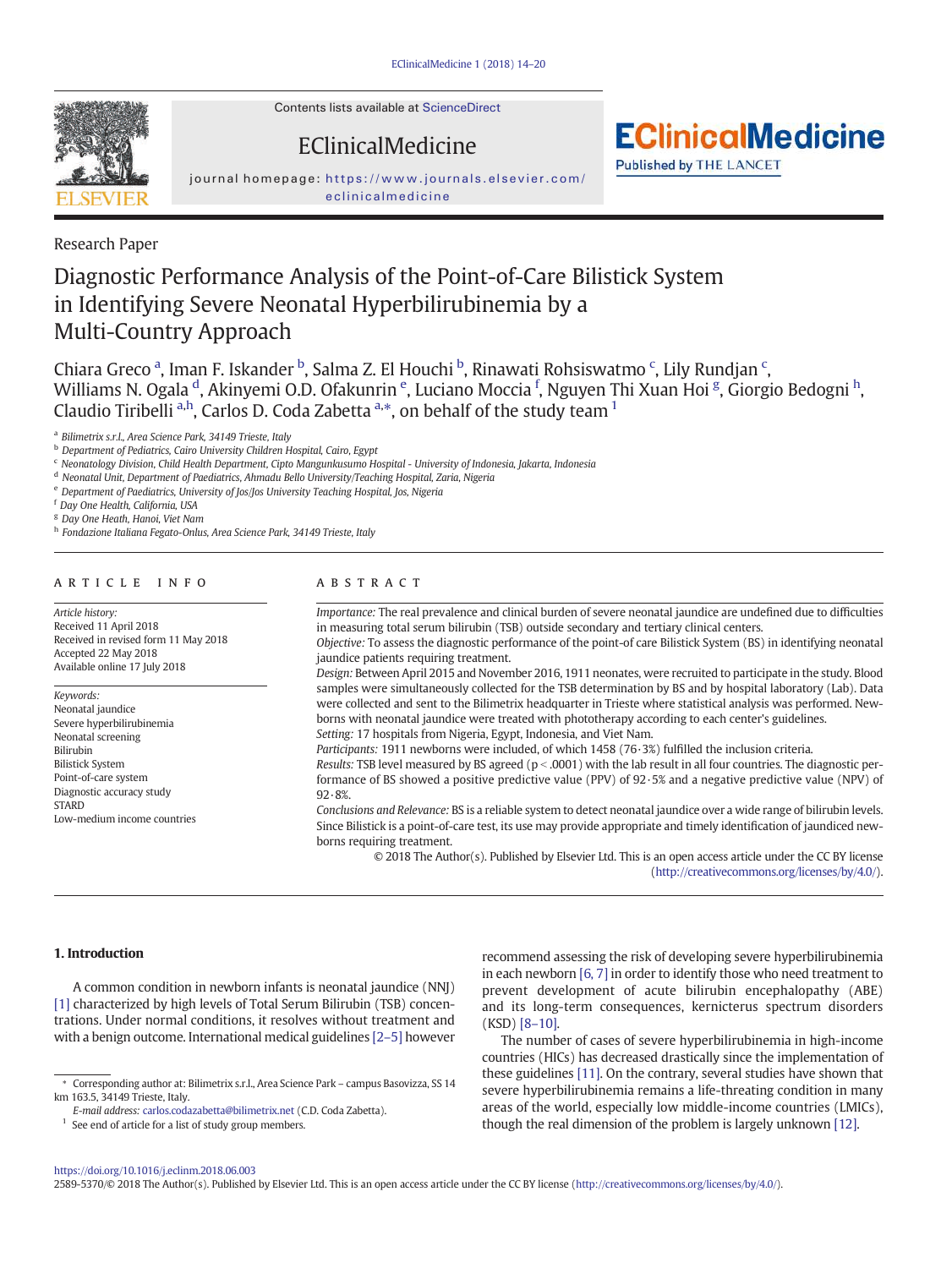Research Paper

# Diagnostic Performance Analysis of the Point-of-Care Bilistick System in Identifying Severe Neonatal Hyperbilirubinemia by a Multi-Country Approach

Chiara Greco [a], Iman F. Iskander [b], Salma Z. El Houchi [b], Rinawati Rohsiswatmo [c], Lily Rundjan [c], Williams N. Ogala [d], Akinyemi O.D. Ofakunrin [e], Luciano Moccia [f], Nguyen Thi Xuan Hoi [g], Giorgio Bedogni [h], Claudio Tiribelli [a,h], Carlos D. Coda Zabetta [a,*], on behalf of the study team [1]

[a] Bilimetrix s.r.l., Area Science Park, 34149 Trieste, Italy
[b] Department of Pediatrics, Cairo University Children Hospital, Cairo, Egypt
[c] Neonatology Division, Child Health Department, Cipto Mangunkusumo Hospital - University of Indonesia, Jakarta, Indonesia
[d] Neonatal Unit, Department of Paediatrics, Ahmadu Bello University/Teaching Hospital, Zaria, Nigeria
[e] Department of Paediatrics, University of Jos/Jos University Teaching Hospital, Jos, Nigeria
[f] Day One Health, California, USA
[g] Day One Heath, Hanoi, Viet Nam
[h] Fondazione Italiana Fegato-Onlus, Area Science Park, 34149 Trieste, Italy

## ARTICLE INFO

*Article history:*
Received 11 April 2018
Received in revised form 11 May 2018
Accepted 22 May 2018
Available online 17 July 2018

*Keywords:*
Neonatal jaundice
Severe hyperbilirubinemia
Neonatal screening
Bilirubin
Bilistick System
Point-of-care system
Diagnostic accuracy study
STARD
Low-medium income countries

## ABSTRACT

*Importance:* The real prevalence and clinical burden of severe neonatal jaundice are undefined due to difficulties in measuring total serum bilirubin (TSB) outside secondary and tertiary clinical centers.

*Objective:* To assess the diagnostic performance of the point-of care Bilistick System (BS) in identifying neonatal jaundice patients requiring treatment.

*Design:* Between April 2015 and November 2016, 1911 neonates, were recruited to participate in the study. Blood samples were simultaneously collected for the TSB determination by BS and by hospital laboratory (Lab). Data were collected and sent to the Bilimetrix headquarter in Trieste where statistical analysis was performed. Newborns with neonatal jaundice were treated with phototherapy according to each center's guidelines.

*Setting:* 17 hospitals from Nigeria, Egypt, Indonesia, and Viet Nam.

*Participants:* 1911 newborns were included, of which 1458 (76·3%) fulfilled the inclusion criteria.

*Results:* TSB level measured by BS agreed ($p < .0001$) with the lab result in all four countries. The diagnostic performance of BS showed a positive predictive value (PPV) of 92·5% and a negative predictive value (NPV) of 92·8%.

*Conclusions and Relevance:* BS is a reliable system to detect neonatal jaundice over a wide range of bilirubin levels. Since Bilistick is a point-of-care test, its use may provide appropriate and timely identification of jaundiced newborns requiring treatment.

© 2018 The Author(s). Published by Elsevier Ltd. This is an open access article under the CC BY license (http://creativecommons.org/licenses/by/4.0/).

## 1. Introduction

A common condition in newborn infants is neonatal jaundice (NNJ) [1] characterized by high levels of Total Serum Bilirubin (TSB) concentrations. Under normal conditions, it resolves without treatment and with a benign outcome. International medical guidelines [2–5] however recommend assessing the risk of developing severe hyperbilirubinemia in each newborn [6, 7] in order to identify those who need treatment to prevent development of acute bilirubin encephalopathy (ABE) and its long-term consequences, kernicterus spectrum disorders (KSD) [8–10].

The number of cases of severe hyperbilirubinemia in high-income countries (HICs) has decreased drastically since the implementation of these guidelines [11]. On the contrary, several studies have shown that severe hyperbilirubinemia remains a life-threating condition in many areas of the world, especially low middle-income countries (LMICs), though the real dimension of the problem is largely unknown [12].

* Corresponding author at: Bilimetrix s.r.l., Area Science Park – campus Basovizza, SS 14 km 163.5, 34149 Trieste, Italy.
*E-mail address:* carlos.codazabetta@bilimetrix.net (C.D. Coda Zabetta).

[1] See end of article for a list of study group members.

https://doi.org/10.1016/j.eclinm.2018.06.003
2589-5370/© 2018 The Author(s). Published by Elsevier Ltd. This is an open access article under the CC BY license (http://creativecommons.org/licenses/by/4.0/).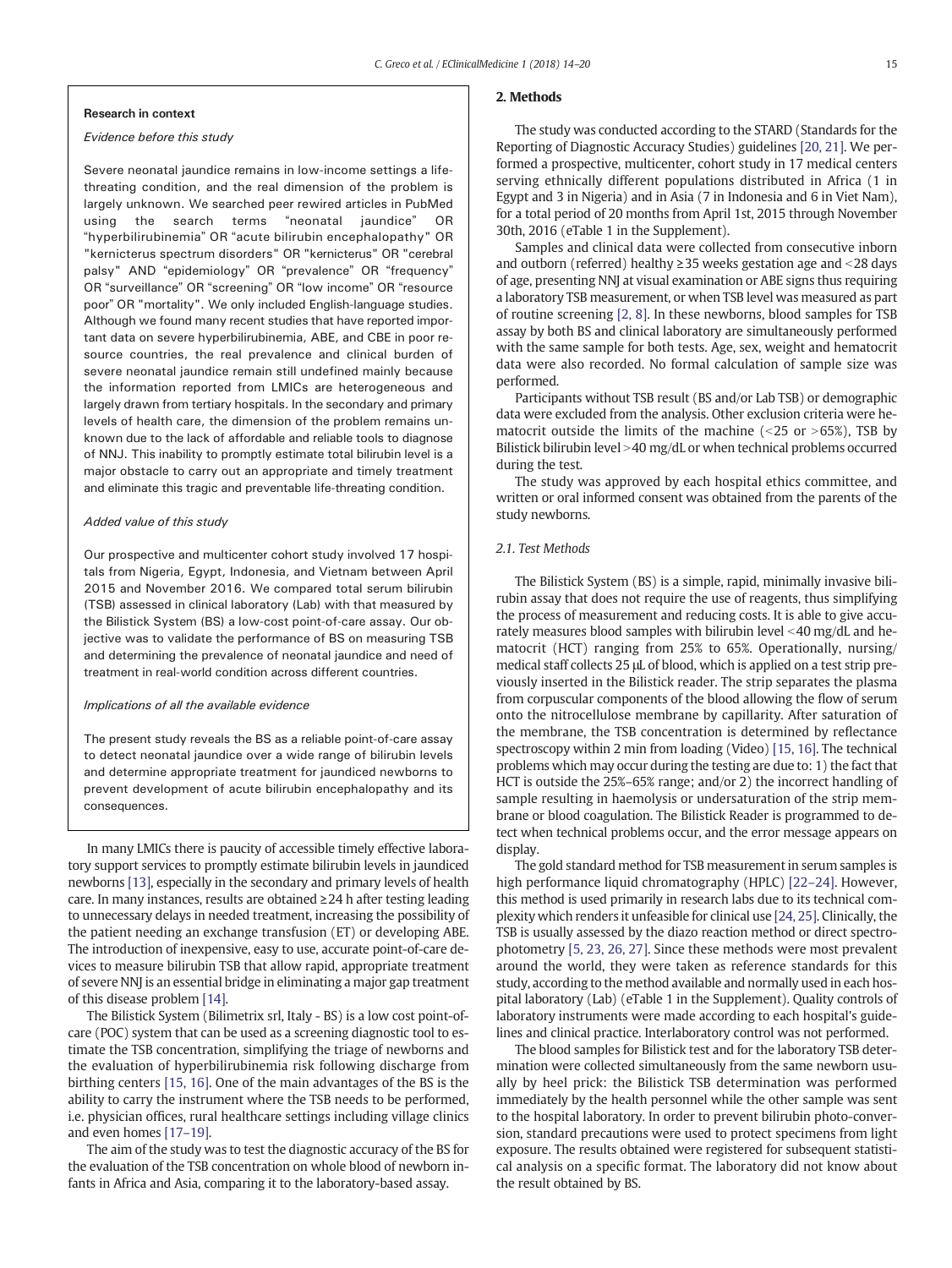**Research in context**

*Evidence before this study*

Severe neonatal jaundice remains in low-income settings a life-threating condition, and the real dimension of the problem is largely unknown. We searched peer rewired articles in PubMed using the search terms "neonatal jaundice" OR "hyperbilirubinemia" OR "acute bilirubin encephalopathy" OR "kernicterus spectrum disorders" OR "kernicterus" OR "cerebral palsy" AND "epidemiology" OR "prevalence" OR "frequency" OR "surveillance" OR "screening" OR "low income" OR "resource poor" OR "mortality". We only included English-language studies. Although we found many recent studies that have reported important data on severe hyperbilirubinemia, ABE, and CBE in poor resource countries, the real prevalence and clinical burden of severe neonatal jaundice remain still undefined mainly because the information reported from LMICs are heterogeneous and largely drawn from tertiary hospitals. In the secondary and primary levels of health care, the dimension of the problem remains unknown due to the lack of affordable and reliable tools to diagnose of NNJ. This inability to promptly estimate total bilirubin level is a major obstacle to carry out an appropriate and timely treatment and eliminate this tragic and preventable life-threating condition.

*Added value of this study*

Our prospective and multicenter cohort study involved 17 hospitals from Nigeria, Egypt, Indonesia, and Vietnam between April 2015 and November 2016. We compared total serum bilirubin (TSB) assessed in clinical laboratory (Lab) with that measured by the Bilistick System (BS) a low-cost point-of-care assay. Our objective was to validate the performance of BS on measuring TSB and determining the prevalence of neonatal jaundice and need of treatment in real-world condition across different countries.

*Implications of all the available evidence*

The present study reveals the BS as a reliable point-of-care assay to detect neonatal jaundice over a wide range of bilirubin levels and determine appropriate treatment for jaundiced newborns to prevent development of acute bilirubin encephalopathy and its consequences.

In many LMICs there is paucity of accessible timely effective laboratory support services to promptly estimate bilirubin levels in jaundiced newborns [13], especially in the secondary and primary levels of health care. In many instances, results are obtained ≥24 h after testing leading to unnecessary delays in needed treatment, increasing the possibility of the patient needing an exchange transfusion (ET) or developing ABE. The introduction of inexpensive, easy to use, accurate point-of-care devices to measure bilirubin TSB that allow rapid, appropriate treatment of severe NNJ is an essential bridge in eliminating a major gap treatment of this disease problem [14].

The Bilistick System (Bilimetrix srl, Italy - BS) is a low cost point-of-care (POC) system that can be used as a screening diagnostic tool to estimate the TSB concentration, simplifying the triage of newborns and the evaluation of hyperbilirubinemia risk following discharge from birthing centers [15, 16]. One of the main advantages of the BS is the ability to carry the instrument where the TSB needs to be performed, i.e. physician offices, rural healthcare settings including village clinics and even homes [17–19].

The aim of the study was to test the diagnostic accuracy of the BS for the evaluation of the TSB concentration on whole blood of newborn infants in Africa and Asia, comparing it to the laboratory-based assay.

## 2. Methods

The study was conducted according to the STARD (Standards for the Reporting of Diagnostic Accuracy Studies) guidelines [20, 21]. We performed a prospective, multicenter, cohort study in 17 medical centers serving ethnically different populations distributed in Africa (1 in Egypt and 3 in Nigeria) and in Asia (7 in Indonesia and 6 in Viet Nam), for a total period of 20 months from April 1st, 2015 through November 30th, 2016 (eTable 1 in the Supplement).

Samples and clinical data were collected from consecutive inborn and outborn (referred) healthy ≥35 weeks gestation age and <28 days of age, presenting NNJ at visual examination or ABE signs thus requiring a laboratory TSB measurement, or when TSB level was measured as part of routine screening [2, 8]. In these newborns, blood samples for TSB assay by both BS and clinical laboratory are simultaneously performed with the same sample for both tests. Age, sex, weight and hematocrit data were also recorded. No formal calculation of sample size was performed.

Participants without TSB result (BS and/or Lab TSB) or demographic data were excluded from the analysis. Other exclusion criteria were hematocrit outside the limits of the machine (<25 or >65%), TSB by Bilistick bilirubin level >40 mg/dL or when technical problems occurred during the test.

The study was approved by each hospital ethics committee, and written or oral informed consent was obtained from the parents of the study newborns.

### 2.1. Test Methods

The Bilistick System (BS) is a simple, rapid, minimally invasive bilirubin assay that does not require the use of reagents, thus simplifying the process of measurement and reducing costs. It is able to give accurately measures blood samples with bilirubin level <40 mg/dL and hematocrit (HCT) ranging from 25% to 65%. Operationally, nursing/medical staff collects 25 μL of blood, which is applied on a test strip previously inserted in the Bilistick reader. The strip separates the plasma from corpuscular components of the blood allowing the flow of serum onto the nitrocellulose membrane by capillarity. After saturation of the membrane, the TSB concentration is determined by reflectance spectroscopy within 2 min from loading (Video) [15, 16]. The technical problems which may occur during the testing are due to: 1) the fact that HCT is outside the 25%–65% range; and/or 2) the incorrect handling of sample resulting in haemolysis or undersaturation of the strip membrane or blood coagulation. The Bilistick Reader is programmed to detect when technical problems occur, and the error message appears on display.

The gold standard method for TSB measurement in serum samples is high performance liquid chromatography (HPLC) [22–24]. However, this method is used primarily in research labs due to its technical complexity which renders it unfeasible for clinical use [24, 25]. Clinically, the TSB is usually assessed by the diazo reaction method or direct spectrophotometry [5, 23, 26, 27]. Since these methods were most prevalent around the world, they were taken as reference standards for this study, according to the method available and normally used in each hospital laboratory (Lab) (eTable 1 in the Supplement). Quality controls of laboratory instruments were made according to each hospital's guidelines and clinical practice. Interlaboratory control was not performed.

The blood samples for Bilistick test and for the laboratory TSB determination were collected simultaneously from the same newborn usually by heel prick: the Bilistick TSB determination was performed immediately by the health personnel while the other sample was sent to the hospital laboratory. In order to prevent bilirubin photo-conversion, standard precautions were used to protect specimens from light exposure. The results obtained were registered for subsequent statistical analysis on a specific format. The laboratory did not know about the result obtained by BS.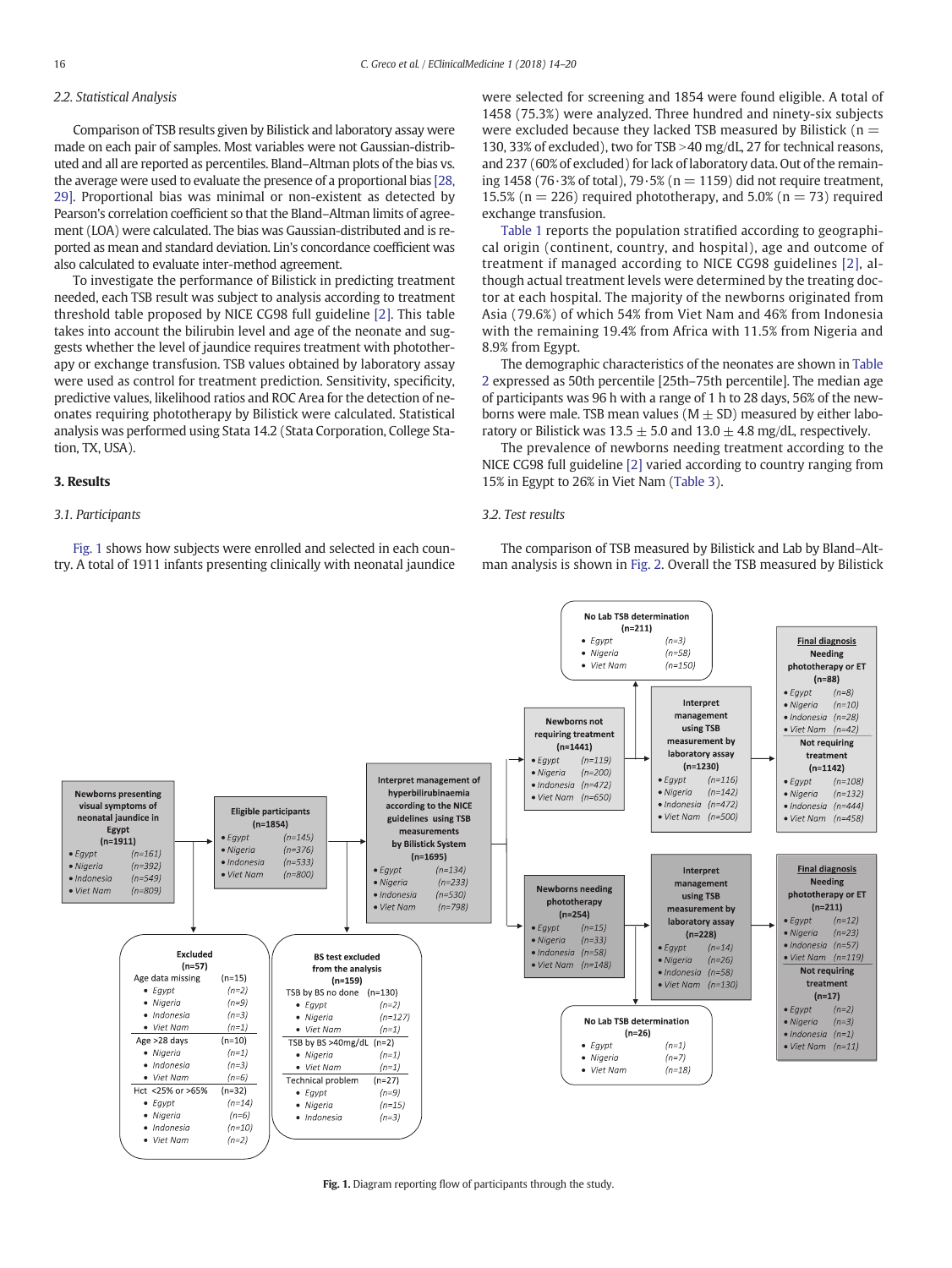### 2.2. Statistical Analysis

Comparison of TSB results given by Bilistick and laboratory assay were made on each pair of samples. Most variables were not Gaussian-distributed and all are reported as percentiles. Bland–Altman plots of the bias vs. the average were used to evaluate the presence of a proportional bias [28, 29]. Proportional bias was minimal or non-existent as detected by Pearson's correlation coefficient so that the Bland–Altman limits of agreement (LOA) were calculated. The bias was Gaussian-distributed and is reported as mean and standard deviation. Lin's concordance coefficient was also calculated to evaluate inter-method agreement.

To investigate the performance of Bilistick in predicting treatment needed, each TSB result was subject to analysis according to treatment threshold table proposed by NICE CG98 full guideline [2]. This table takes into account the bilirubin level and age of the neonate and suggests whether the level of jaundice requires treatment with phototherapy or exchange transfusion. TSB values obtained by laboratory assay were used as control for treatment prediction. Sensitivity, specificity, predictive values, likelihood ratios and ROC Area for the detection of neonates requiring phototherapy by Bilistick were calculated. Statistical analysis was performed using Stata 14.2 (Stata Corporation, College Station, TX, USA).

## 3. Results

### 3.1. Participants

Fig. 1 shows how subjects were enrolled and selected in each country. A total of 1911 infants presenting clinically with neonatal jaundice were selected for screening and 1854 were found eligible. A total of 1458 (75.3%) were analyzed. Three hundred and ninety-six subjects were excluded because they lacked TSB measured by Bilistick (n = 130, 33% of excluded), two for TSB >40 mg/dL, 27 for technical reasons, and 237 (60% of excluded) for lack of laboratory data. Out of the remaining 1458 (76·3% of total), 79·5% (n = 1159) did not require treatment, 15.5% (n = 226) required phototherapy, and 5.0% (n = 73) required exchange transfusion.

Table 1 reports the population stratified according to geographical origin (continent, country, and hospital), age and outcome of treatment if managed according to NICE CG98 guidelines [2], although actual treatment levels were determined by the treating doctor at each hospital. The majority of the newborns originated from Asia (79.6%) of which 54% from Viet Nam and 46% from Indonesia with the remaining 19.4% from Africa with 11.5% from Nigeria and 8.9% from Egypt.

The demographic characteristics of the neonates are shown in Table 2 expressed as 50th percentile [25th–75th percentile]. The median age of participants was 96 h with a range of 1 h to 28 days, 56% of the newborns were male. TSB mean values (M ± SD) measured by either laboratory or Bilistick was 13.5 ± 5.0 and 13.0 ± 4.8 mg/dL, respectively.

The prevalence of newborns needing treatment according to the NICE CG98 full guideline [2] varied according to country ranging from 15% in Egypt to 26% in Viet Nam (Table 3).

### 3.2. Test results

The comparison of TSB measured by Bilistick and Lab by Bland–Altman analysis is shown in Fig. 2. Overall the TSB measured by Bilistick

**Newborns presenting visual symptoms of neonatal jaundice in Egypt (n=1911)**
- Egypt (n=161)
- Nigeria (n=392)
- Indonesia (n=549)
- Viet Nam (n=809)

**Eligible participants (n=1854)**
- Egypt (n=145)
- Nigeria (n=376)
- Indonesia (n=533)
- Viet Nam (n=800)

**Excluded (n=57)**
- Age data missing (n=15)
  - Egypt (n=2)
  - Nigeria (n=9)
  - Indonesia (n=3)
  - Viet Nam (n=1)
- Age >28 days (n=10)
  - Nigeria (n=1)
  - Indonesia (n=3)
  - Viet Nam (n=6)
- Hct <25% or >65% (n=32)
  - Egypt (n=14)
  - Nigeria (n=6)
  - Indonesia (n=10)
  - Viet Nam (n=2)

**Interpret management of hyperbilirubinaemia according to the NICE guidelines using TSB measurements by Bilistick System (n=1695)**
- Egypt (n=134)
- Nigeria (n=233)
- Indonesia (n=530)
- Viet Nam (n=798)

**BS test excluded from the analysis (n=159)**
- TSB by BS no done (n=130)
  - Egypt (n=2)
  - Nigeria (n=127)
  - Viet Nam (n=1)
- TSB by BS >40mg/dL (n=2)
  - Nigeria (n=1)
  - Viet Nam (n=1)
- Technical problem (n=27)
  - Egypt (n=9)
  - Nigeria (n=15)
  - Indonesia (n=3)

**Newborns not requiring treatment (n=1441)**
- Egypt (n=119)
- Nigeria (n=200)
- Indonesia (n=472)
- Viet Nam (n=650)

**No Lab TSB determination (n=211)**
- Egypt (n=3)
- Nigeria (n=58)
- Viet Nam (n=150)

**Interpret management using TSB measurement by laboratory assay (n=1230)**
- Egypt (n=116)
- Nigeria (n=142)
- Indonesia (n=472)
- Viet Nam (n=500)

**Final diagnosis**
- Needing phototherapy or ET (n=88)
  - Egypt (n=8)
  - Nigeria (n=10)
  - Indonesia (n=28)
  - Viet Nam (n=42)
- Not requiring treatment (n=1142)
  - Egypt (n=108)
  - Nigeria (n=132)
  - Indonesia (n=444)
  - Viet Nam (n=458)

**Newborns needing phototherapy (n=254)**
- Egypt (n=15)
- Nigeria (n=33)
- Indonesia (n=58)
- Viet Nam (n=148)

**Interpret management using TSB measurement by laboratory assay (n=228)**
- Egypt (n=14)
- Nigeria (n=26)
- Indonesia (n=58)
- Viet Nam (n=130)

**No Lab TSB determination (n=26)**
- Egypt (n=1)
- Nigeria (n=7)
- Viet Nam (n=18)

**Final diagnosis**
- Needing phototherapy or ET (n=211)
  - Egypt (n=12)
  - Nigeria (n=23)
  - Indonesia (n=57)
  - Viet Nam (n=119)
- Not requiring treatment (n=17)
  - Egypt (n=2)
  - Nigeria (n=3)
  - Indonesia (n=1)
  - Viet Nam (n=11)

**Fig. 1.** Diagram reporting flow of participants through the study.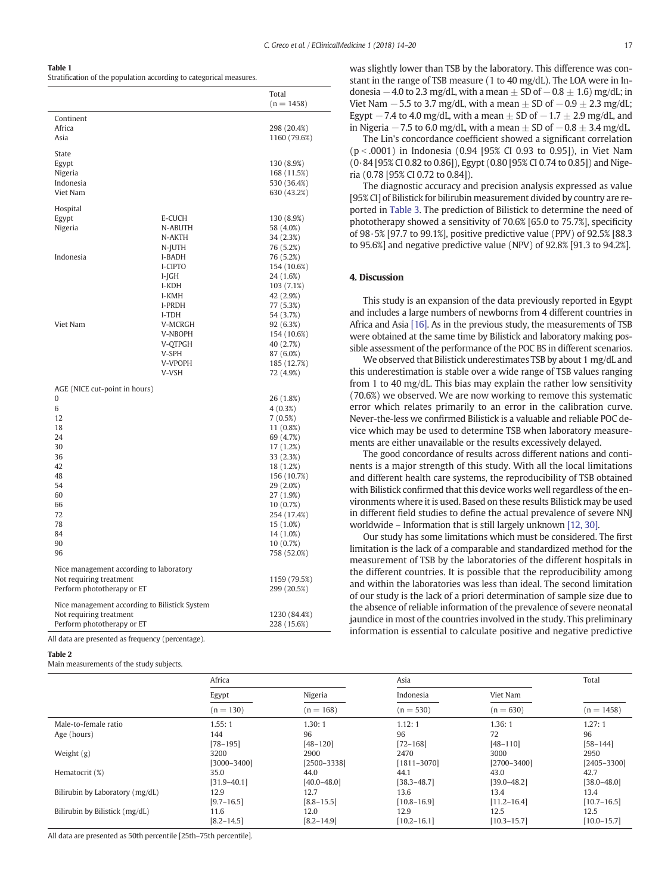**Table 1**
Stratification of the population according to categorical measures.

| | | Total (n = 1458) |
|---|---|---|
| Continent | | |
| Africa | | 298 (20.4%) |
| Asia | | 1160 (79.6%) |
| State | | |
| Egypt | | 130 (8.9%) |
| Nigeria | | 168 (11.5%) |
| Indonesia | | 530 (36.4%) |
| Viet Nam | | 630 (43.2%) |
| Hospital | | |
| Egypt | E-CUCH | 130 (8.9%) |
| Nigeria | N-ABUTH | 58 (4.0%) |
| | N-AKTH | 34 (2.3%) |
| | N-JUTH | 76 (5.2%) |
| Indonesia | I-BADH | 76 (5.2%) |
| | I-CIPTO | 154 (10.6%) |
| | I-JGH | 24 (1.6%) |
| | I-KDH | 103 (7.1%) |
| | I-KMH | 42 (2.9%) |
| | I-PRDH | 77 (5.3%) |
| | I-TDH | 54 (3.7%) |
| Viet Nam | V-MCRGH | 92 (6.3%) |
| | V-NBOPH | 154 (10.6%) |
| | V-QTPGH | 40 (2.7%) |
| | V-SPH | 87 (6.0%) |
| | V-VPOPH | 185 (12.7%) |
| | V-VSH | 72 (4.9%) |
| AGE (NICE cut-point in hours) | | |
| 0 | | 26 (1.8%) |
| 6 | | 4 (0.3%) |
| 12 | | 7 (0.5%) |
| 18 | | 11 (0.8%) |
| 24 | | 69 (4.7%) |
| 30 | | 17 (1.2%) |
| 36 | | 33 (2.3%) |
| 42 | | 18 (1.2%) |
| 48 | | 156 (10.7%) |
| 54 | | 29 (2.0%) |
| 60 | | 27 (1.9%) |
| 66 | | 10 (0.7%) |
| 72 | | 254 (17.4%) |
| 78 | | 15 (1.0%) |
| 84 | | 14 (1.0%) |
| 90 | | 10 (0.7%) |
| 96 | | 758 (52.0%) |
| Nice management according to laboratory | | |
| Not requiring treatment | | 1159 (79.5%) |
| Perform phototherapy or ET | | 299 (20.5%) |
| Nice management according to Bilistick System | | |
| Not requiring treatment | | 1230 (84.4%) |
| Perform phototherapy or ET | | 228 (15.6%) |

All data are presented as frequency (percentage).

**Table 2**
Main measurements of the study subjects.

| | Africa | | Asia | | Total |
|---|---|---|---|---|---|
| | Egypt | Nigeria | Indonesia | Viet Nam | |
| | (n = 130) | (n = 168) | (n = 530) | (n = 630) | (n = 1458) |
| Male-to-female ratio | 1.55: 1 | 1.30: 1 | 1.12: 1 | 1.36: 1 | 1.27: 1 |
| Age (hours) | 144 [78–195] | 96 [48–120] | 96 [72–168] | 72 [48–110] | 96 [58–144] |
| Weight (g) | 3200 [3000–3400] | 2900 [2500–3338] | 2470 [1811–3070] | 3000 [2700–3400] | 2950 [2405–3300] |
| Hematocrit (%) | 35.0 [31.9–40.1] | 44.0 [40.0–48.0] | 44.1 [38.3–48.7] | 43.0 [39.0–48.2] | 42.7 [38.0–48.0] |
| Bilirubin by Laboratory (mg/dL) | 12.9 [9.7–16.5] | 12.7 [8.8–15.5] | 13.6 [10.8–16.9] | 13.4 [11.2–16.4] | 13.4 [10.7–16.5] |
| Bilirubin by Bilistick (mg/dL) | 11.6 [8.2–14.5] | 12.0 [8.2–14.9] | 12.9 [10.2–16.1] | 12.5 [10.3–15.7] | 12.5 [10.0–15.7] |

All data are presented as 50th percentile [25th–75th percentile].

was slightly lower than TSB by the laboratory. This difference was constant in the range of TSB measure (1 to 40 mg/dL). The LOA were in Indonesia −4.0 to 2.3 mg/dL, with a mean ± SD of −0.8 ± 1.6) mg/dL; in Viet Nam −5.5 to 3.7 mg/dL, with a mean ± SD of −0.9 ± 2.3 mg/dL; Egypt −7.4 to 4.0 mg/dL, with a mean ± SD of −1.7 ± 2.9 mg/dL, and in Nigeria −7.5 to 6.0 mg/dL, with a mean ± SD of −0.8 ± 3.4 mg/dL.

The Lin's concordance coefficient showed a significant correlation ($p < .0001$) in Indonesia (0.94 [95% CI 0.93 to 0.95]), in Viet Nam (0·84 [95% CI 0.82 to 0.86]), Egypt (0.80 [95% CI 0.74 to 0.85]) and Nigeria (0.78 [95% CI 0.72 to 0.84]).

The diagnostic accuracy and precision analysis expressed as value [95% CI] of Bilistick for bilirubin measurement divided by country are reported in Table 3. The prediction of Bilistick to determine the need of phototherapy showed a sensitivity of 70.6% [65.0 to 75.7%], specificity of 98·5% [97.7 to 99.1%], positive predictive value (PPV) of 92.5% [88.3 to 95.6%] and negative predictive value (NPV) of 92.8% [91.3 to 94.2%].

## 4. Discussion

This study is an expansion of the data previously reported in Egypt and includes a large numbers of newborns from 4 different countries in Africa and Asia [16]. As in the previous study, the measurements of TSB were obtained at the same time by Bilistick and laboratory making possible assessment of the performance of the POC BS in different scenarios.

We observed that Bilistick underestimates TSB by about 1 mg/dL and this underestimation is stable over a wide range of TSB values ranging from 1 to 40 mg/dL. This bias may explain the rather low sensitivity (70.6%) we observed. We are now working to remove this systematic error which relates primarily to an error in the calibration curve. Never-the-less we confirmed Bilistick is a valuable and reliable POC device which may be used to determine TSB when laboratory measurements are either unavailable or the results excessively delayed.

The good concordance of results across different nations and continents is a major strength of this study. With all the local limitations and different health care systems, the reproducibility of TSB obtained with Bilistick confirmed that this device works well regardless of the environments where it is used. Based on these results Bilistick may be used in different field studies to define the actual prevalence of severe NNJ worldwide – Information that is still largely unknown [12, 30].

Our study has some limitations which must be considered. The first limitation is the lack of a comparable and standardized method for the measurement of TSB by the laboratories of the different hospitals in the different countries. It is possible that the reproducibility among and within the laboratories was less than ideal. The second limitation of our study is the lack of a priori determination of sample size due to the absence of reliable information of the prevalence of severe neonatal jaundice in most of the countries involved in the study. This preliminary information is essential to calculate positive and negative predictive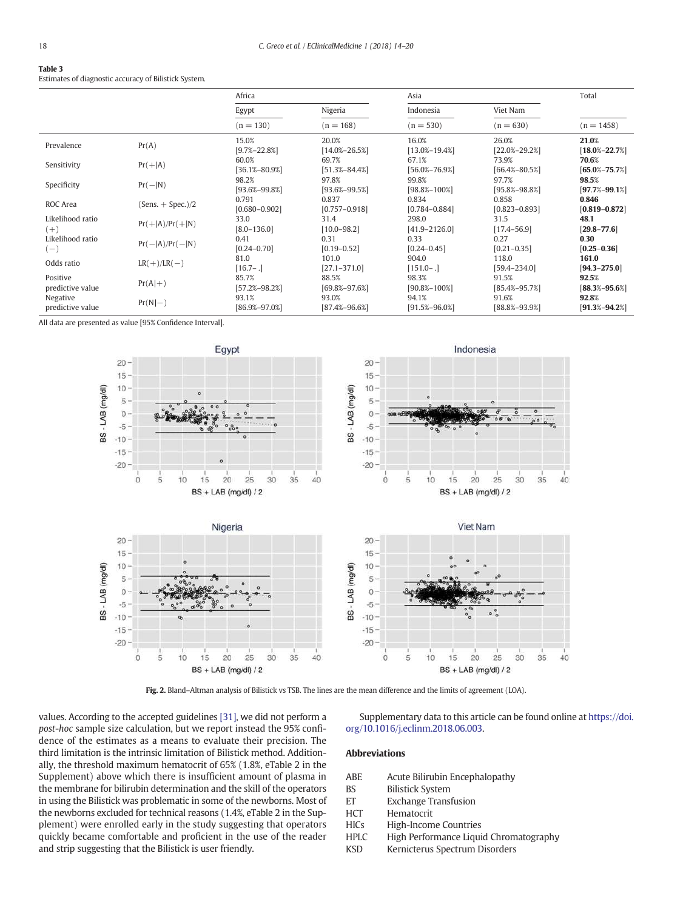**Table 3**
Estimates of diagnostic accuracy of Bilistick System.

| | | Africa | | Asia | | Total |
|---|---|---|---|---|---|---|
| | | Egypt | Nigeria | Indonesia | Viet Nam | |
| | | (n = 130) | (n = 168) | (n = 530) | (n = 630) | (n = 1458) |
| Prevalence | Pr(A) | 15.0% [9.7%–22.8%] | 20.0% [14.0%–26.5%] | 16.0% [13.0%–19.4%] | 26.0% [22.0%–29.2%] | **21.0**% [**18.0**%–**22.7**%] |
| Sensitivity | Pr(+\|A) | 60.0% [36.1%–80.9%] | 69.7% [51.3%–84.4%] | 67.1% [56.0%–76.9%] | 73.9% [66.4%–80.5%] | **70.6**% [**65.0**%–**75.7**%] |
| Specificity | Pr(−\|N) | 98.2% [93.6%–99.8%] | 97.8% [93.6%–99.5%] | 99.8% [98.8%–100%] | 97.7% [95.8%–98.8%] | **98.5**% [**97.7**%–**99.1**%] |
| ROC Area | (Sens. + Spec.)/2 | 0.791 [0.680–0.902] | 0.837 [0.757–0.918] | 0.834 [0.784–0.884] | 0.858 [0.823–0.893] | **0.846** [**0.819**–**0.872**] |
| Likelihood ratio (+) | Pr(+\|A)/Pr(+\|N) | 33.0 [8.0–136.0] | 31.4 [10.0–98.2] | 298.0 [41.9–2126.0] | 31.5 [17.4–56.9] | **48.1** [**29.8**–**77.6**] |
| Likelihood ratio (−) | Pr(−\|A)/Pr(−\|N) | 0.41 [0.24–0.70] | 0.31 [0.19–0.52] | 0.33 [0.24–0.45] | 0.27 [0.21–0.35] | **0.30** [**0.25**–**0.36**] |
| Odds ratio | LR(+)/LR(−) | 81.0 [16.7– .] | 101.0 [27.1–371.0] | 904.0 [151.0– .] | 118.0 [59.4–234.0] | **161.0** [**94.3**–**275.0**] |
| Positive predictive value | Pr(A\|+) | 85.7% [57.2%–98.2%] | 88.5% [69.8%–97.6%] | 98.3% [90.8%–100%] | 91.5% [85.4%–95.7%] | **92.5**% [**88.3**%–**95.6**%] |
| Negative predictive value | Pr(N\|−) | 93.1% [86.9%–97.0%] | 93.0% [87.4%–96.6%] | 94.1% [91.5%–96.0%] | 91.6% [88.8%–93.9%] | **92.8**% [**91.3**%–**94.2**%] |

All data are presented as value [95% Confidence Interval].

**Fig. 2.** Bland–Altman analysis of Bilistick vs TSB. The lines are the mean difference and the limits of agreement (LOA).

values. According to the accepted guidelines [31], we did not perform a *post-hoc* sample size calculation, but we report instead the 95% confidence of the estimates as a means to evaluate their precision. The third limitation is the intrinsic limitation of Bilistick method. Additionally, the threshold maximum hematocrit of 65% (1.8%, eTable 2 in the Supplement) above which there is insufficient amount of plasma in the membrane for bilirubin determination and the skill of the operators in using the Bilistick was problematic in some of the newborns. Most of the newborns excluded for technical reasons (1.4%, eTable 2 in the Supplement) were enrolled early in the study suggesting that operators quickly became comfortable and proficient in the use of the reader and strip suggesting that the Bilistick is user friendly.

Supplementary data to this article can be found online at https://doi.org/10.1016/j.eclinm.2018.06.003.

## Abbreviations

| | |
|---|---|
| ABE | Acute Bilirubin Encephalopathy |
| BS | Bilistick System |
| ET | Exchange Transfusion |
| HCT | Hematocrit |
| HICs | High-Income Countries |
| HPLC | High Performance Liquid Chromatography |
| KSD | Kernicterus Spectrum Disorders |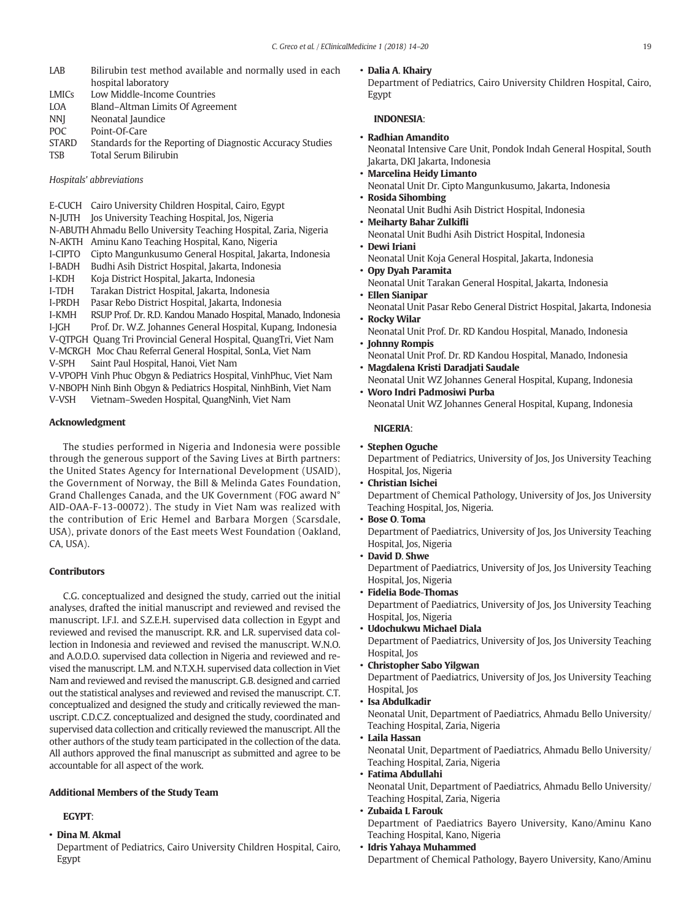| | |
|---|---|
| LAB | Bilirubin test method available and normally used in each hospital laboratory |
| LMICs | Low Middle-Income Countries |
| LOA | Bland–Altman Limits Of Agreement |
| NNJ | Neonatal Jaundice |
| POC | Point-Of-Care |
| STARD | Standards for the Reporting of Diagnostic Accuracy Studies |
| TSB | Total Serum Bilirubin |

*Hospitals' abbreviations*

| | |
|---|---|
| E-CUCH | Cairo University Children Hospital, Cairo, Egypt |
| N-JUTH | Jos University Teaching Hospital, Jos, Nigeria |
| N-ABUTH | Ahmadu Bello University Teaching Hospital, Zaria, Nigeria |
| N-AKTH | Aminu Kano Teaching Hospital, Kano, Nigeria |
| I-CIPTO | Cipto Mangunkusumo General Hospital, Jakarta, Indonesia |
| I-BADH | Budhi Asih District Hospital, Jakarta, Indonesia |
| I-KDH | Koja District Hospital, Jakarta, Indonesia |
| I-TDH | Tarakan District Hospital, Jakarta, Indonesia |
| I-PRDH | Pasar Rebo District Hospital, Jakarta, Indonesia |
| I-KMH | RSUP Prof. Dr. R.D. Kandou Manado Hospital, Manado, Indonesia |
| I-JGH | Prof. Dr. W.Z. Johannes General Hospital, Kupang, Indonesia |
| V-QTPGH | Quang Tri Provincial General Hospital, QuangTri, Viet Nam |
| V-MCRGH | Moc Chau Referral General Hospital, SonLa, Viet Nam |
| V-SPH | Saint Paul Hospital, Hanoi, Viet Nam |
| V-VPOPH | Vinh Phuc Obgyn & Pediatrics Hospital, VinhPhuc, Viet Nam |
| V-NBOPH | Ninh Binh Obgyn & Pediatrics Hospital, NinhBinh, Viet Nam |
| V-VSH | Vietnam–Sweden Hospital, QuangNinh, Viet Nam |

## Acknowledgment

The studies performed in Nigeria and Indonesia were possible through the generous support of the Saving Lives at Birth partners: the United States Agency for International Development (USAID), the Government of Norway, the Bill & Melinda Gates Foundation, Grand Challenges Canada, and the UK Government (FOG award N° AID-OAA-F-13-00072). The study in Viet Nam was realized with the contribution of Eric Hemel and Barbara Morgen (Scarsdale, USA), private donors of the East meets West Foundation (Oakland, CA, USA).

## Contributors

C.G. conceptualized and designed the study, carried out the initial analyses, drafted the initial manuscript and reviewed and revised the manuscript. I.F.I. and S.Z.E.H. supervised data collection in Egypt and reviewed and revised the manuscript. R.R. and L.R. supervised data collection in Indonesia and reviewed and revised the manuscript. W.N.O. and A.O.D.O. supervised data collection in Nigeria and reviewed and revised the manuscript. L.M. and N.T.X.H. supervised data collection in Viet Nam and reviewed and revised the manuscript. G.B. designed and carried out the statistical analyses and reviewed and revised the manuscript. C.T. conceptualized and designed the study and critically reviewed the manuscript. C.D.C.Z. conceptualized and designed the study, coordinated and supervised data collection and critically reviewed the manuscript. All the other authors of the study team participated in the collection of the data. All authors approved the final manuscript as submitted and agree to be accountable for all aspect of the work.

## Additional Members of the Study Team

### EGYPT:

- **Dina M. Akmal**
  Department of Pediatrics, Cairo University Children Hospital, Cairo, Egypt
- **Dalia A. Khairy**
  Department of Pediatrics, Cairo University Children Hospital, Cairo, Egypt

### INDONESIA:

- **Radhian Amandito**
  Neonatal Intensive Care Unit, Pondok Indah General Hospital, South Jakarta, DKI Jakarta, Indonesia
- **Marcelina Heidy Limanto**
  Neonatal Unit Dr. Cipto Mangunkusumo, Jakarta, Indonesia
- **Rosida Sihombing**
  Neonatal Unit Budhi Asih District Hospital, Indonesia
- **Meiharty Bahar Zulkifli**
  Neonatal Unit Budhi Asih District Hospital, Indonesia
- **Dewi Iriani**
  Neonatal Unit Koja General Hospital, Jakarta, Indonesia
- **Opy Dyah Paramita**
  Neonatal Unit Tarakan General Hospital, Jakarta, Indonesia
- **Ellen Sianipar**
  Neonatal Unit Pasar Rebo General District Hospital, Jakarta, Indonesia
- **Rocky Wilar**
  Neonatal Unit Prof. Dr. RD Kandou Hospital, Manado, Indonesia
- **Johnny Rompis**
  Neonatal Unit Prof. Dr. RD Kandou Hospital, Manado, Indonesia
- **Magdalena Kristi Daradjati Saudale**
  Neonatal Unit WZ Johannes General Hospital, Kupang, Indonesia
- **Woro Indri Padmosiwi Purba**
  Neonatal Unit WZ Johannes General Hospital, Kupang, Indonesia

### NIGERIA:

- **Stephen Oguche**
  Department of Pediatrics, University of Jos, Jos University Teaching Hospital, Jos, Nigeria
- **Christian Isichei**
  Department of Chemical Pathology, University of Jos, Jos University Teaching Hospital, Jos, Nigeria.
- **Bose O. Toma**
  Department of Paediatrics, University of Jos, Jos University Teaching Hospital, Jos, Nigeria
- **David D. Shwe**
  Department of Paediatrics, University of Jos, Jos University Teaching Hospital, Jos, Nigeria
- **Fidelia Bode-Thomas**
  Department of Paediatrics, University of Jos, Jos University Teaching Hospital, Jos, Nigeria
- **Udochukwu Michael Diala**
  Department of Paediatrics, University of Jos, Jos University Teaching Hospital, Jos
- **Christopher Sabo Yilgwan**
  Department of Paediatrics, University of Jos, Jos University Teaching Hospital, Jos
- **Isa Abdulkadir**
  Neonatal Unit, Department of Paediatrics, Ahmadu Bello University/ Teaching Hospital, Zaria, Nigeria
- **Laila Hassan**
  Neonatal Unit, Department of Paediatrics, Ahmadu Bello University/ Teaching Hospital, Zaria, Nigeria
- **Fatima Abdullahi**
  Neonatal Unit, Department of Paediatrics, Ahmadu Bello University/ Teaching Hospital, Zaria, Nigeria
- **Zubaida L Farouk**
  Department of Paediatrics Bayero University, Kano/Aminu Kano Teaching Hospital, Kano, Nigeria
- **Idris Yahaya Muhammed**
  Department of Chemical Pathology, Bayero University, Kano/Aminu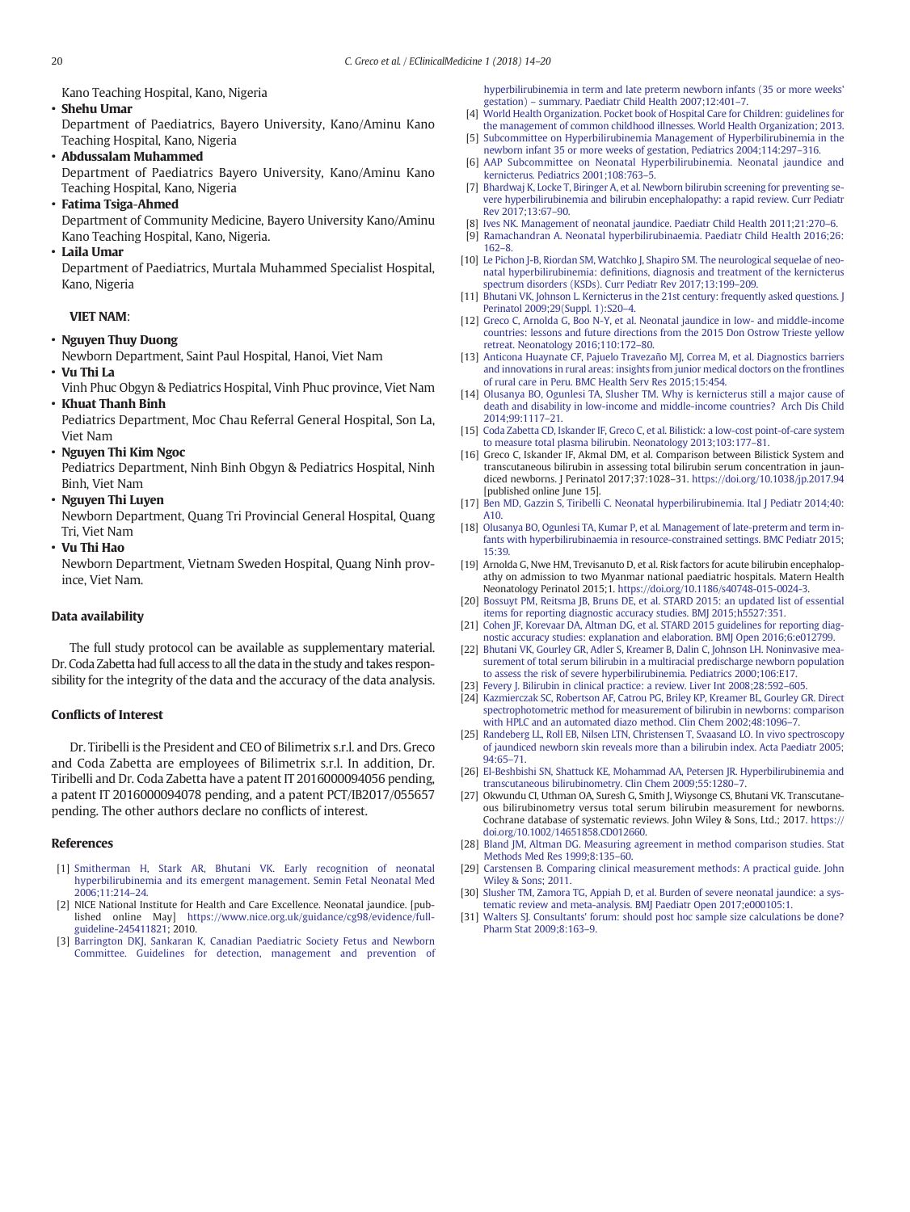Kano Teaching Hospital, Kano, Nigeria

- **Shehu Umar**
  Department of Paediatrics, Bayero University, Kano/Aminu Kano Teaching Hospital, Kano, Nigeria
- **Abdussalam Muhammed**
  Department of Paediatrics Bayero University, Kano/Aminu Kano Teaching Hospital, Kano, Nigeria
- **Fatima Tsiga-Ahmed**
  Department of Community Medicine, Bayero University Kano/Aminu Kano Teaching Hospital, Kano, Nigeria.
- **Laila Umar**
  Department of Paediatrics, Murtala Muhammed Specialist Hospital, Kano, Nigeria

**VIET NAM**:

- **Nguyen Thuy Duong**
  Newborn Department, Saint Paul Hospital, Hanoi, Viet Nam
- **Vu Thi La**
  Vinh Phuc Obgyn & Pediatrics Hospital, Vinh Phuc province, Viet Nam
- **Khuat Thanh Binh**
  Pediatrics Department, Moc Chau Referral General Hospital, Son La, Viet Nam
- **Nguyen Thi Kim Ngoc**
  Pediatrics Department, Ninh Binh Obgyn & Pediatrics Hospital, Ninh Binh, Viet Nam
- **Nguyen Thi Luyen**
  Newborn Department, Quang Tri Provincial General Hospital, Quang Tri, Viet Nam
- **Vu Thi Hao**
  Newborn Department, Vietnam Sweden Hospital, Quang Ninh province, Viet Nam.

## Data availability

The full study protocol can be available as supplementary material. Dr. Coda Zabetta had full access to all the data in the study and takes responsibility for the integrity of the data and the accuracy of the data analysis.

## Conflicts of Interest

Dr. Tiribelli is the President and CEO of Bilimetrix s.r.l. and Drs. Greco and Coda Zabetta are employees of Bilimetrix s.r.l. In addition, Dr. Tiribelli and Dr. Coda Zabetta have a patent IT 2016000094056 pending, a patent IT 2016000094078 pending, and a patent PCT/IB2017/055657 pending. The other authors declare no conflicts of interest.

## References

[1] Smitherman H, Stark AR, Bhutani VK. Early recognition of neonatal hyperbilirubinemia and its emergent management. Semin Fetal Neonatal Med 2006;11:214–24.

[2] NICE National Institute for Health and Care Excellence. Neonatal jaundice. [published online May] https://www.nice.org.uk/guidance/cg98/evidence/full-guideline-245411821; 2010.

[3] Barrington DKJ, Sankaran K, Canadian Paediatric Society Fetus and Newborn Committee. Guidelines for detection, management and prevention of hyperbilirubinemia in term and late preterm newborn infants (35 or more weeks' gestation) – summary. Paediatr Child Health 2007;12:401–7.

[4] World Health Organization. Pocket book of Hospital Care for Children: guidelines for the management of common childhood illnesses. World Health Organization; 2013.

[5] Subcommittee on Hyperbilirubinemia Management of Hyperbilirubinemia in the newborn infant 35 or more weeks of gestation, Pediatrics 2004;114:297–316.

[6] AAP Subcommittee on Neonatal Hyperbilirubinemia. Neonatal jaundice and kernicterus. Pediatrics 2001;108:763–5.

[7] Bhardwaj K, Locke T, Biringer A, et al. Newborn bilirubin screening for preventing severe hyperbilirubinemia and bilirubin encephalopathy: a rapid review. Curr Pediatr Rev 2017;13:67–90.

[8] Ives NK. Management of neonatal jaundice. Paediatr Child Health 2011;21:270–6.

[9] Ramachandran A. Neonatal hyperbilirubinaemia. Paediatr Child Health 2016;26: 162–8.

[10] Le Pichon J-B, Riordan SM, Watchko J, Shapiro SM. The neurological sequelae of neonatal hyperbilirubinemia: definitions, diagnosis and treatment of the kernicterus spectrum disorders (KSDs). Curr Pediatr Rev 2017;13:199–209.

[11] Bhutani VK, Johnson L. Kernicterus in the 21st century: frequently asked questions. J Perinatol 2009;29(Suppl. 1):S20–4.

[12] Greco C, Arnolda G, Boo N-Y, et al. Neonatal jaundice in low- and middle-income countries: lessons and future directions from the 2015 Don Ostrow Trieste yellow retreat. Neonatology 2016;110:172–80.

[13] Anticona Huaynate CF, Pajuelo Travezaño MJ, Correa M, et al. Diagnostics barriers and innovations in rural areas: insights from junior medical doctors on the frontlines of rural care in Peru. BMC Health Serv Res 2015;15:454.

[14] Olusanya BO, Ogunlesi TA, Slusher TM. Why is kernicterus still a major cause of death and disability in low-income and middle-income countries? Arch Dis Child 2014;99:1117–21.

[15] Coda Zabetta CD, Iskander IF, Greco C, et al. Bilistick: a low-cost point-of-care system to measure total plasma bilirubin. Neonatology 2013;103:177–81.

[16] Greco C, Iskander IF, Akmal DM, et al. Comparison between Bilistick System and transcutaneous bilirubin in assessing total bilirubin serum concentration in jaundiced newborns. J Perinatol 2017;37:1028–31. https://doi.org/10.1038/jp.2017.94 [published online June 15].

[17] Ben MD, Gazzin S, Tiribelli C. Neonatal hyperbilirubinemia. Ital J Pediatr 2014;40: A10.

[18] Olusanya BO, Ogunlesi TA, Kumar P, et al. Management of late-preterm and term infants with hyperbilirubinaemia in resource-constrained settings. BMC Pediatr 2015; 15:39.

[19] Arnolda G, Nwe HM, Trevisanuto D, et al. Risk factors for acute bilirubin encephalopathy on admission to two Myanmar national paediatric hospitals. Matern Health Neonatology Perinatol 2015;1. https://doi.org/10.1186/s40748-015-0024-3.

[20] Bossuyt PM, Reitsma JB, Bruns DE, et al. STARD 2015: an updated list of essential items for reporting diagnostic accuracy studies. BMJ 2015;h5527:351.

[21] Cohen JF, Korevaar DA, Altman DG, et al. STARD 2015 guidelines for reporting diagnostic accuracy studies: explanation and elaboration. BMJ Open 2016;6:e012799.

[22] Bhutani VK, Gourley GR, Adler S, Kreamer B, Dalin C, Johnson LH. Noninvasive measurement of total serum bilirubin in a multiracial predischarge newborn population to assess the risk of severe hyperbilirubinemia. Pediatrics 2000;106:E17.

[23] Fevery J. Bilirubin in clinical practice: a review. Liver Int 2008;28:592–605.

[24] Kazmierczak SC, Robertson AF, Catrou PG, Briley KP, Kreamer BL, Gourley GR. Direct spectrophotometric method for measurement of bilirubin in newborns: comparison with HPLC and an automated diazo method. Clin Chem 2002;48:1096–7.

[25] Randeberg LL, Roll EB, Nilsen LTN, Christensen T, Svaasand LO. In vivo spectroscopy of jaundiced newborn skin reveals more than a bilirubin index. Acta Paediatr 2005; 94:65–71.

[26] El-Beshbishi SN, Shattuck KE, Mohammad AA, Petersen JR. Hyperbilirubinemia and transcutaneous bilirubinometry. Clin Chem 2009;55:1280–7.

[27] Okwundu CI, Uthman OA, Suresh G, Smith J, Wiysonge CS, Bhutani VK. Transcutaneous bilirubinometry versus total serum bilirubin measurement for newborns. Cochrane database of systematic reviews. John Wiley & Sons, Ltd.; 2017. https://doi.org/10.1002/14651858.CD012660.

[28] Bland JM, Altman DG. Measuring agreement in method comparison studies. Stat Methods Med Res 1999;8:135–60.

[29] Carstensen B. Comparing clinical measurement methods: A practical guide. John Wiley & Sons; 2011.

[30] Slusher TM, Zamora TG, Appiah D, et al. Burden of severe neonatal jaundice: a systematic review and meta-analysis. BMJ Paediatr Open 2017;e000105:1.

[31] Walters SJ. Consultants' forum: should post hoc sample size calculations be done? Pharm Stat 2009;8:163–9.